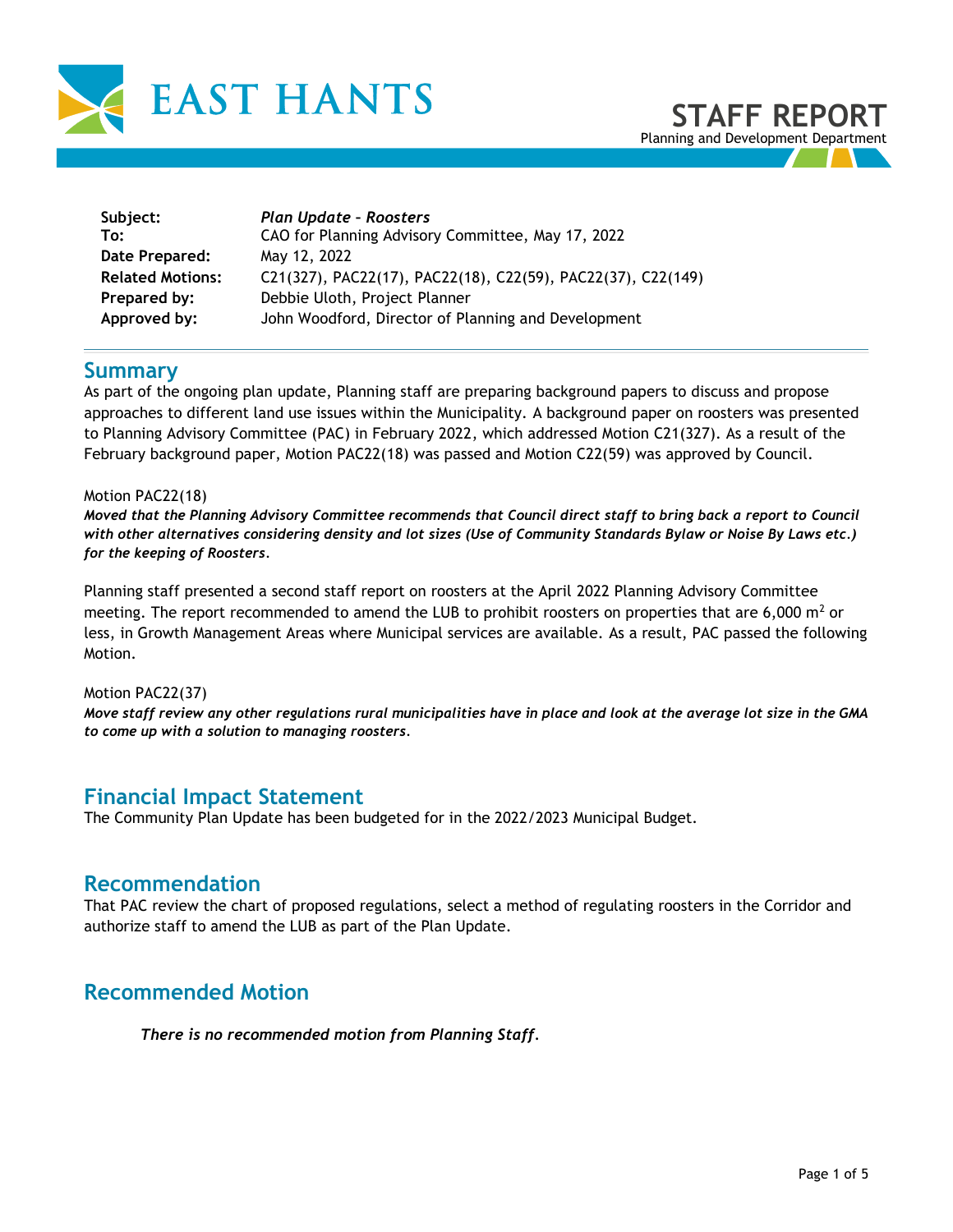# EAST HANTS

# STAFF REPORT

Planning and Development Department

| | |
|---|---|
| **Subject:** | ***Plan Update – Roosters*** |
| **To:** | CAO for Planning Advisory Committee, May 17, 2022 |
| **Date Prepared:** | May 12, 2022 |
| **Related Motions:** | C21(327), PAC22(17), PAC22(18), C22(59), PAC22(37), C22(149) |
| **Prepared by:** | Debbie Uloth, Project Planner |
| **Approved by:** | John Woodford, Director of Planning and Development |

## Summary

As part of the ongoing plan update, Planning staff are preparing background papers to discuss and propose approaches to different land use issues within the Municipality. A background paper on roosters was presented to Planning Advisory Committee (PAC) in February 2022, which addressed Motion C21(327). As a result of the February background paper, Motion PAC22(18) was passed and Motion C22(59) was approved by Council.

Motion PAC22(18)

***Moved that the Planning Advisory Committee recommends that Council direct staff to bring back a report to Council with other alternatives considering density and lot sizes (Use of Community Standards Bylaw or Noise By Laws etc.) for the keeping of Roosters.***

Planning staff presented a second staff report on roosters at the April 2022 Planning Advisory Committee meeting. The report recommended to amend the LUB to prohibit roosters on properties that are 6,000 $m^2$ or less, in Growth Management Areas where Municipal services are available. As a result, PAC passed the following Motion.

Motion PAC22(37)

***Move staff review any other regulations rural municipalities have in place and look at the average lot size in the GMA to come up with a solution to managing roosters.***

## Financial Impact Statement

The Community Plan Update has been budgeted for in the 2022/2023 Municipal Budget.

## Recommendation

That PAC review the chart of proposed regulations, select a method of regulating roosters in the Corridor and authorize staff to amend the LUB as part of the Plan Update.

## Recommended Motion

*There is no recommended motion from Planning Staff.*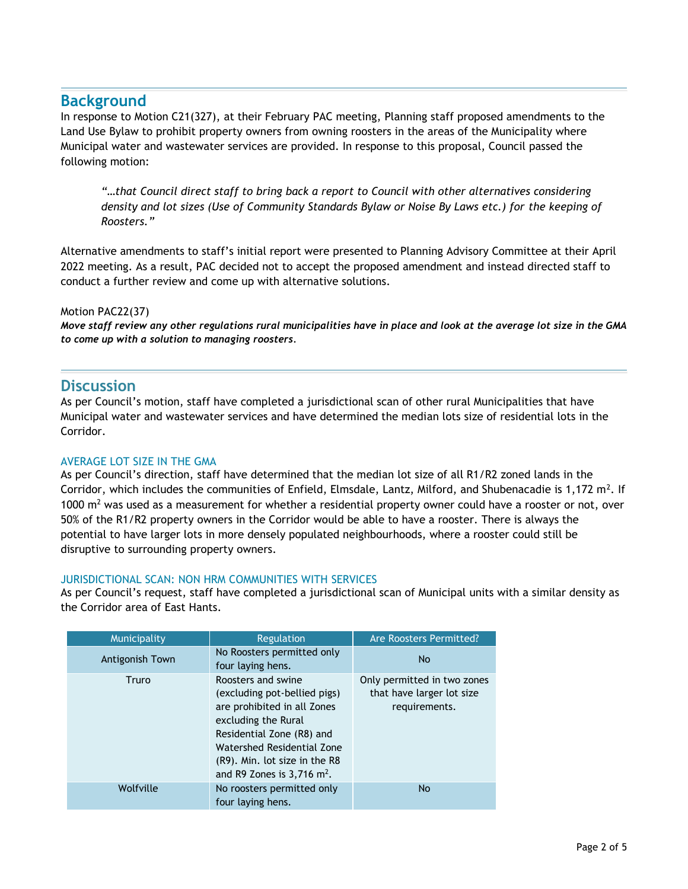## Background

In response to Motion C21(327), at their February PAC meeting, Planning staff proposed amendments to the Land Use Bylaw to prohibit property owners from owning roosters in the areas of the Municipality where Municipal water and wastewater services are provided. In response to this proposal, Council passed the following motion:

> *"…that Council direct staff to bring back a report to Council with other alternatives considering density and lot sizes (Use of Community Standards Bylaw or Noise By Laws etc.) for the keeping of Roosters."*

Alternative amendments to staff's initial report were presented to Planning Advisory Committee at their April 2022 meeting. As a result, PAC decided not to accept the proposed amendment and instead directed staff to conduct a further review and come up with alternative solutions.

Motion PAC22(37)

***Move staff review any other regulations rural municipalities have in place and look at the average lot size in the GMA to come up with a solution to managing roosters.***

## Discussion

As per Council's motion, staff have completed a jurisdictional scan of other rural Municipalities that have Municipal water and wastewater services and have determined the median lots size of residential lots in the Corridor.

### AVERAGE LOT SIZE IN THE GMA

As per Council's direction, staff have determined that the median lot size of all R1/R2 zoned lands in the Corridor, which includes the communities of Enfield, Elmsdale, Lantz, Milford, and Shubenacadie is 1,172 $m^2$. If 1000 $m^2$ was used as a measurement for whether a residential property owner could have a rooster or not, over 50% of the R1/R2 property owners in the Corridor would be able to have a rooster. There is always the potential to have larger lots in more densely populated neighbourhoods, where a rooster could still be disruptive to surrounding property owners.

### JURISDICTIONAL SCAN: NON HRM COMMUNITIES WITH SERVICES

As per Council's request, staff have completed a jurisdictional scan of Municipal units with a similar density as the Corridor area of East Hants.

| Municipality | Regulation | Are Roosters Permitted? |
|---|---|---|
| Antigonish Town | No Roosters permitted only four laying hens. | No |
| Truro | Roosters and swine (excluding pot-bellied pigs) are prohibited in all Zones excluding the Rural Residential Zone (R8) and Watershed Residential Zone (R9). Min. lot size in the R8 and R9 Zones is 3,716 $m^2$. | Only permitted in two zones that have larger lot size requirements. |
| Wolfville | No roosters permitted only four laying hens. | No |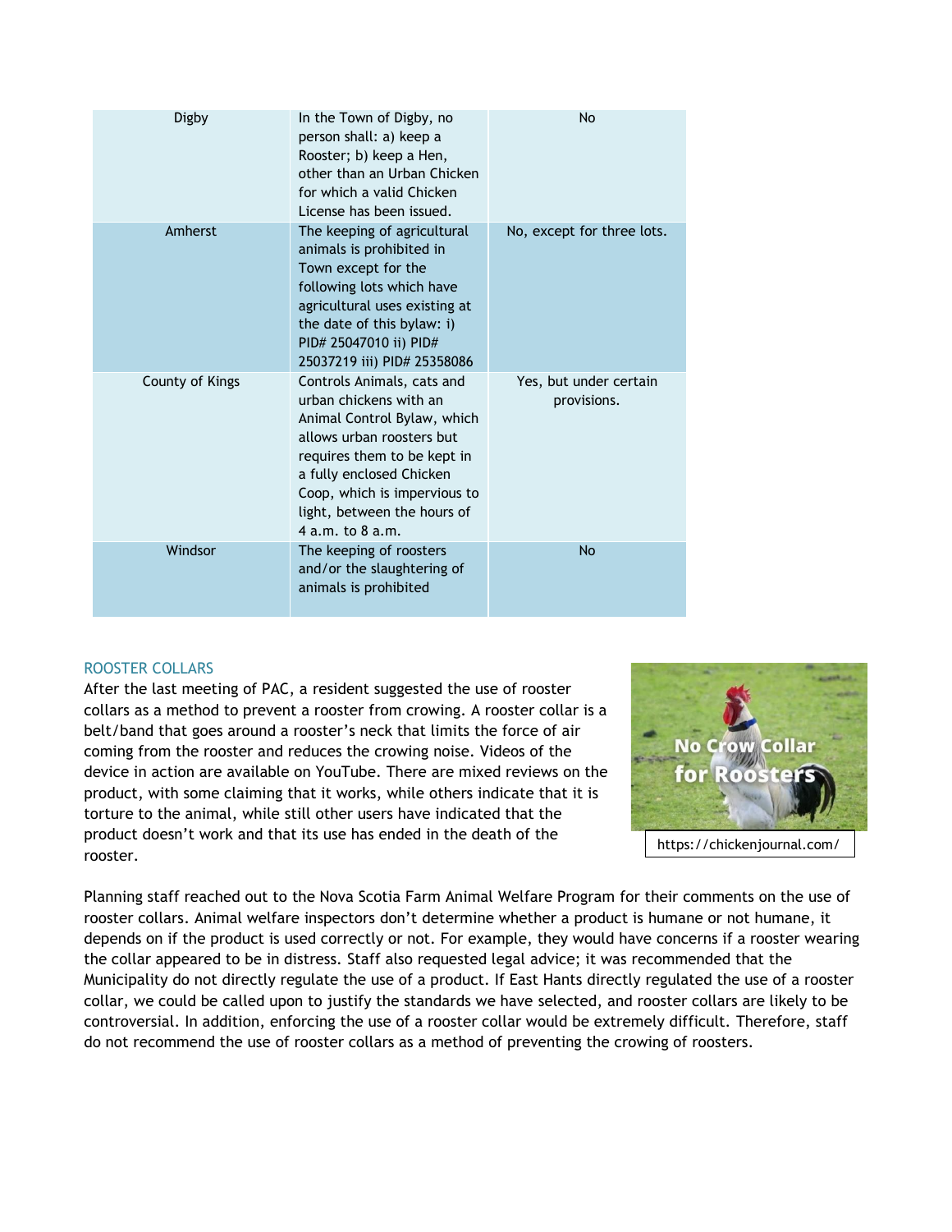| Digby | In the Town of Digby, no person shall: a) keep a Rooster; b) keep a Hen, other than an Urban Chicken for which a valid Chicken License has been issued. | No |
|---|---|---|
| Amherst | The keeping of agricultural animals is prohibited in Town except for the following lots which have agricultural uses existing at the date of this bylaw: i) PID# 25047010 ii) PID# 25037219 iii) PID# 25358086 | No, except for three lots. |
| County of Kings | Controls Animals, cats and urban chickens with an Animal Control Bylaw, which allows urban roosters but requires them to be kept in a fully enclosed Chicken Coop, which is impervious to light, between the hours of 4 a.m. to 8 a.m. | Yes, but under certain provisions. |
| Windsor | The keeping of roosters and/or the slaughtering of animals is prohibited | No |

## ROOSTER COLLARS

After the last meeting of PAC, a resident suggested the use of rooster collars as a method to prevent a rooster from crowing. A rooster collar is a belt/band that goes around a rooster's neck that limits the force of air coming from the rooster and reduces the crowing noise. Videos of the device in action are available on YouTube. There are mixed reviews on the product, with some claiming that it works, while others indicate that it is torture to the animal, while still other users have indicated that the product doesn't work and that its use has ended in the death of the rooster.

https://chickenjournal.com/

Planning staff reached out to the Nova Scotia Farm Animal Welfare Program for their comments on the use of rooster collars. Animal welfare inspectors don't determine whether a product is humane or not humane, it depends on if the product is used correctly or not. For example, they would have concerns if a rooster wearing the collar appeared to be in distress. Staff also requested legal advice; it was recommended that the Municipality do not directly regulate the use of a product. If East Hants directly regulated the use of a rooster collar, we could be called upon to justify the standards we have selected, and rooster collars are likely to be controversial. In addition, enforcing the use of a rooster collar would be extremely difficult. Therefore, staff do not recommend the use of rooster collars as a method of preventing the crowing of roosters.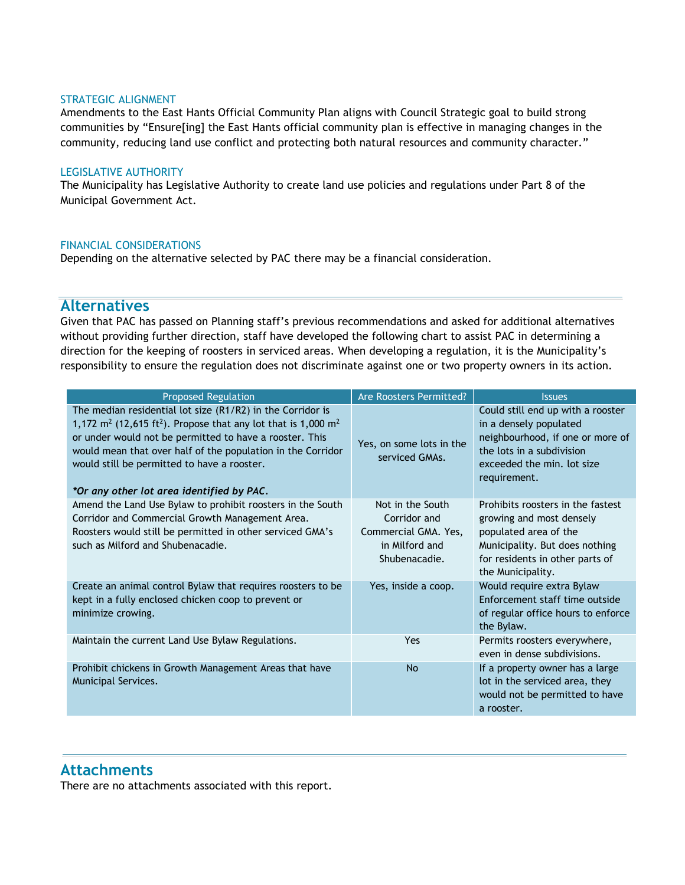### STRATEGIC ALIGNMENT

Amendments to the East Hants Official Community Plan aligns with Council Strategic goal to build strong communities by "Ensure[ing] the East Hants official community plan is effective in managing changes in the community, reducing land use conflict and protecting both natural resources and community character."

### LEGISLATIVE AUTHORITY

The Municipality has Legislative Authority to create land use policies and regulations under Part 8 of the Municipal Government Act.

### FINANCIAL CONSIDERATIONS

Depending on the alternative selected by PAC there may be a financial consideration.

## Alternatives

Given that PAC has passed on Planning staff's previous recommendations and asked for additional alternatives without providing further direction, staff have developed the following chart to assist PAC in determining a direction for the keeping of roosters in serviced areas. When developing a regulation, it is the Municipality's responsibility to ensure the regulation does not discriminate against one or two property owners in its action.

| Proposed Regulation | Are Roosters Permitted? | Issues |
|---|---|---|
| The median residential lot size (R1/R2) in the Corridor is 1,172 $m^2$ (12,615 $ft^2$). Propose that any lot that is 1,000 $m^2$ or under would not be permitted to have a rooster. This would mean that over half of the population in the Corridor would still be permitted to have a rooster. ***Or any other lot area identified by PAC.** | Yes, on some lots in the serviced GMAs. | Could still end up with a rooster in a densely populated neighbourhood, if one or more of the lots in a subdivision exceeded the min. lot size requirement. |
| Amend the Land Use Bylaw to prohibit roosters in the South Corridor and Commercial Growth Management Area. Roosters would still be permitted in other serviced GMA's such as Milford and Shubenacadie. | Not in the South Corridor and Commercial GMA. Yes, in Milford and Shubenacadie. | Prohibits roosters in the fastest growing and most densely populated area of the Municipality. But does nothing for residents in other parts of the Municipality. |
| Create an animal control Bylaw that requires roosters to be kept in a fully enclosed chicken coop to prevent or minimize crowing. | Yes, inside a coop. | Would require extra Bylaw Enforcement staff time outside of regular office hours to enforce the Bylaw. |
| Maintain the current Land Use Bylaw Regulations. | Yes | Permits roosters everywhere, even in dense subdivisions. |
| Prohibit chickens in Growth Management Areas that have Municipal Services. | No | If a property owner has a large lot in the serviced area, they would not be permitted to have a rooster. |

## Attachments

There are no attachments associated with this report.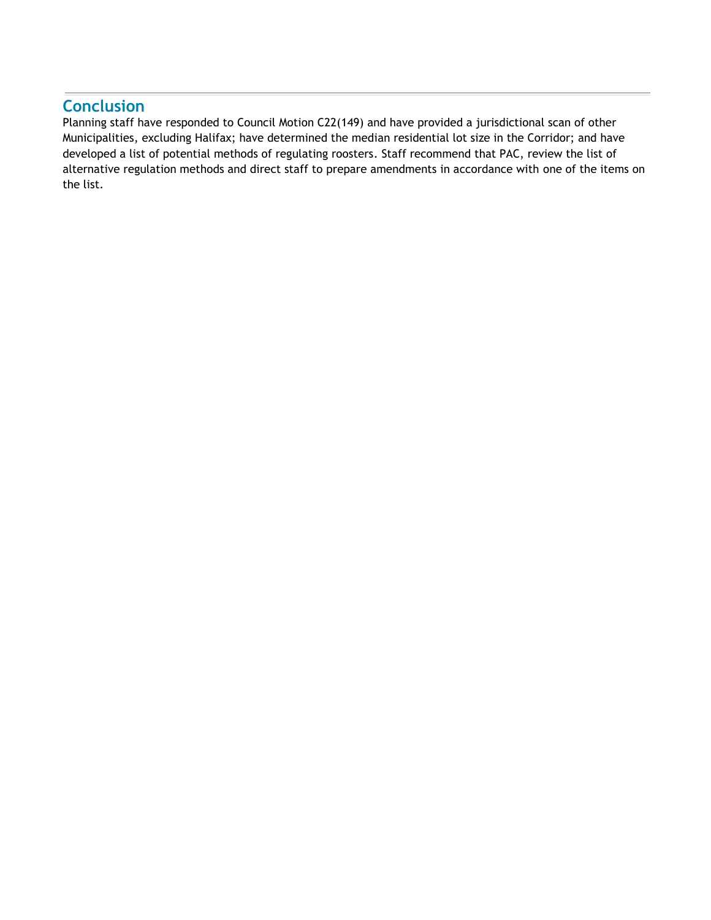## Conclusion

Planning staff have responded to Council Motion C22(149) and have provided a jurisdictional scan of other Municipalities, excluding Halifax; have determined the median residential lot size in the Corridor; and have developed a list of potential methods of regulating roosters. Staff recommend that PAC, review the list of alternative regulation methods and direct staff to prepare amendments in accordance with one of the items on the list.